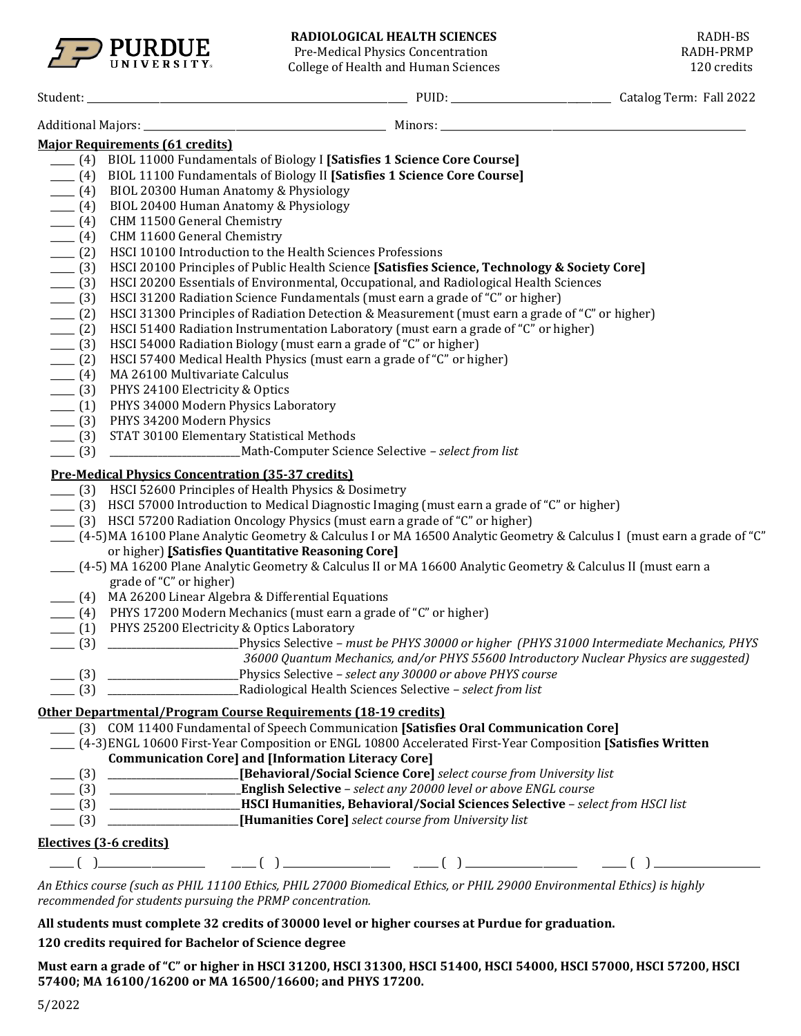**PURDUE UNIVERSITY**

# RADIOLOGICAL HEALTH SCIENCES

Pre-Medical Physics Concentration
College of Health and Human Sciences

RADH-BS
RADH-PRMP
120 credits

Student: ______________________ PUID: ______________ Catalog Term: Fall 2022

Additional Majors: ______________________ Minors: ______________________

## Major Requirements (61 credits)

- ____ (4) BIOL 11000 Fundamentals of Biology I **[Satisfies 1 Science Core Course]**
- ____ (4) BIOL 11100 Fundamentals of Biology II **[Satisfies 1 Science Core Course]**
- ____ (4) BIOL 20300 Human Anatomy & Physiology
- ____ (4) BIOL 20400 Human Anatomy & Physiology
- ____ (4) CHM 11500 General Chemistry
- ____ (4) CHM 11600 General Chemistry
- ____ (2) HSCI 10100 Introduction to the Health Sciences Professions
- ____ (3) HSCI 20100 Principles of Public Health Science **[Satisfies Science, Technology & Society Core]**
- ____ (3) HSCI 20200 Essentials of Environmental, Occupational, and Radiological Health Sciences
- ____ (3) HSCI 31200 Radiation Science Fundamentals (must earn a grade of "C" or higher)
- ____ (2) HSCI 31300 Principles of Radiation Detection & Measurement (must earn a grade of "C" or higher)
- ____ (2) HSCI 51400 Radiation Instrumentation Laboratory (must earn a grade of "C" or higher)
- ____ (3) HSCI 54000 Radiation Biology (must earn a grade of "C" or higher)
- ____ (2) HSCI 57400 Medical Health Physics (must earn a grade of "C" or higher)
- ____ (4) MA 26100 Multivariate Calculus
- ____ (3) PHYS 24100 Electricity & Optics
- ____ (1) PHYS 34000 Modern Physics Laboratory
- ____ (3) PHYS 34200 Modern Physics
- ____ (3) STAT 30100 Elementary Statistical Methods
- ____ (3) ______________ Math-Computer Science Selective – *select from list*

## Pre-Medical Physics Concentration (35-37 credits)

- ____ (3) HSCI 52600 Principles of Health Physics & Dosimetry
- ____ (3) HSCI 57000 Introduction to Medical Diagnostic Imaging (must earn a grade of "C" or higher)
- ____ (3) HSCI 57200 Radiation Oncology Physics (must earn a grade of "C" or higher)
- ____ (4-5) MA 16100 Plane Analytic Geometry & Calculus I or MA 16500 Analytic Geometry & Calculus I (must earn a grade of "C" or higher) **[Satisfies Quantitative Reasoning Core]**
- ____ (4-5) MA 16200 Plane Analytic Geometry & Calculus II or MA 16600 Analytic Geometry & Calculus II (must earn a grade of "C" or higher)
- ____ (4) MA 26200 Linear Algebra & Differential Equations
- ____ (4) PHYS 17200 Modern Mechanics (must earn a grade of "C" or higher)
- ____ (1) PHYS 25200 Electricity & Optics Laboratory
- ____ (3) ______________ Physics Selective – *must be PHYS 30000 or higher (PHYS 31000 Intermediate Mechanics, PHYS 36000 Quantum Mechanics, and/or PHYS 55600 Introductory Nuclear Physics are suggested)*
- ____ (3) ______________ Physics Selective – *select any 30000 or above PHYS course*
- ____ (3) ______________ Radiological Health Sciences Selective – *select from list*

## Other Departmental/Program Course Requirements (18-19 credits)

- ____ (3) COM 11400 Fundamental of Speech Communication **[Satisfies Oral Communication Core]**
- ____ (4-3) ENGL 10600 First-Year Composition or ENGL 10800 Accelerated First-Year Composition **[Satisfies Written Communication Core] and [Information Literacy Core]**
- ____ (3) ______________ **[Behavioral/Social Science Core]** *select course from University list*
- ____ (3) ______________ **English Selective** – *select any 20000 level or above ENGL course*
- ____ (3) ______________ **HSCI Humanities, Behavioral/Social Sciences Selective** – *select from HSCI list*
- ____ (3) ______________ **[Humanities Core]** *select course from University list*

## Electives (3-6 credits)

____ ( ) ______________ ____ ( ) ______________ ____ ( ) ______________ ____ ( ) ______________

*An Ethics course (such as PHIL 11100 Ethics, PHIL 27000 Biomedical Ethics, or PHIL 29000 Environmental Ethics) is highly recommended for students pursuing the PRMP concentration.*

**All students must complete 32 credits of 30000 level or higher courses at Purdue for graduation.**

**120 credits required for Bachelor of Science degree**

**Must earn a grade of "C" or higher in HSCI 31200, HSCI 31300, HSCI 51400, HSCI 54000, HSCI 57000, HSCI 57200, HSCI 57400; MA 16100/16200 or MA 16500/16600; and PHYS 17200.**

5/2022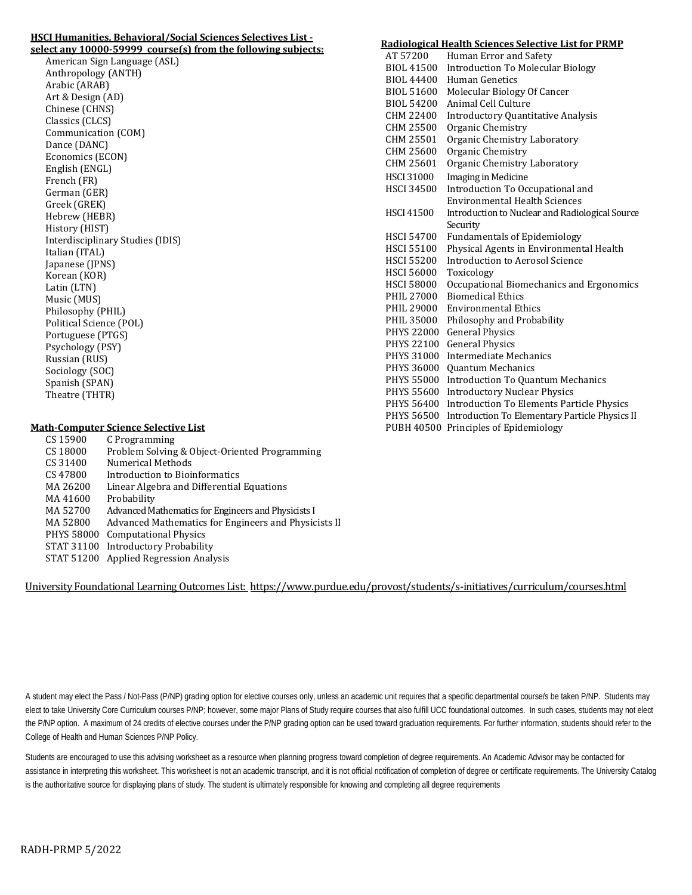**HSCI Humanities, Behavioral/Social Sciences Selectives List - select any 10000-59999 course(s) from the following subjects:**

- American Sign Language (ASL)
- Anthropology (ANTH)
- Arabic (ARAB)
- Art & Design (AD)
- Chinese (CHNS)
- Classics (CLCS)
- Communication (COM)
- Dance (DANC)
- Economics (ECON)
- English (ENGL)
- French (FR)
- German (GER)
- Greek (GREK)
- Hebrew (HEBR)
- History (HIST)
- Interdisciplinary Studies (IDIS)
- Italian (ITAL)
- Japanese (JPNS)
- Korean (KOR)
- Latin (LTN)
- Music (MUS)
- Philosophy (PHIL)
- Political Science (POL)
- Portuguese (PTGS)
- Psychology (PSY)
- Russian (RUS)
- Sociology (SOC)
- Spanish (SPAN)
- Theatre (THTR)

**Math-Computer Science Selective List**

| | |
|---|---|
| CS 15900 | C Programming |
| CS 18000 | Problem Solving & Object-Oriented Programming |
| CS 31400 | Numerical Methods |
| CS 47800 | Introduction to Bioinformatics |
| MA 26200 | Linear Algebra and Differential Equations |
| MA 41600 | Probability |
| MA 52700 | Advanced Mathematics for Engineers and Physicists I |
| MA 52800 | Advanced Mathematics for Engineers and Physicists II |
| PHYS 58000 | Computational Physics |
| STAT 31100 | Introductory Probability |
| STAT 51200 | Applied Regression Analysis |

**Radiological Health Sciences Selective List for PRMP**

| | |
|---|---|
| AT 57200 | Human Error and Safety |
| BIOL 41500 | Introduction To Molecular Biology |
| BIOL 44400 | Human Genetics |
| BIOL 51600 | Molecular Biology Of Cancer |
| BIOL 54200 | Animal Cell Culture |
| CHM 22400 | Introductory Quantitative Analysis |
| CHM 25500 | Organic Chemistry |
| CHM 25501 | Organic Chemistry Laboratory |
| CHM 25600 | Organic Chemistry |
| CHM 25601 | Organic Chemistry Laboratory |
| HSCI 31000 | Imaging in Medicine |
| HSCI 34500 | Introduction To Occupational and Environmental Health Sciences |
| HSCI 41500 | Introduction to Nuclear and Radiological Source Security |
| HSCI 54700 | Fundamentals of Epidemiology |
| HSCI 55100 | Physical Agents in Environmental Health |
| HSCI 55200 | Introduction to Aerosol Science |
| HSCI 56000 | Toxicology |
| HSCI 58000 | Occupational Biomechanics and Ergonomics |
| PHIL 27000 | Biomedical Ethics |
| PHIL 29000 | Environmental Ethics |
| PHIL 35000 | Philosophy and Probability |
| PHYS 22000 | General Physics |
| PHYS 22100 | General Physics |
| PHYS 31000 | Intermediate Mechanics |
| PHYS 36000 | Quantum Mechanics |
| PHYS 55000 | Introduction To Quantum Mechanics |
| PHYS 55600 | Introductory Nuclear Physics |
| PHYS 56400 | Introduction To Elements Particle Physics |
| PHYS 56500 | Introduction To Elementary Particle Physics II |
| PUBH 40500 | Principles of Epidemiology |

University Foundational Learning Outcomes List: https://www.purdue.edu/provost/students/s-initiatives/curriculum/courses.html

A student may elect the Pass / Not-Pass (P/NP) grading option for elective courses only, unless an academic unit requires that a specific departmental course/s be taken P/NP. Students may elect to take University Core Curriculum courses P/NP; however, some major Plans of Study require courses that also fulfill UCC foundational outcomes. In such cases, students may not elect the P/NP option. A maximum of 24 credits of elective courses under the P/NP grading option can be used toward graduation requirements. For further information, students should refer to the College of Health and Human Sciences P/NP Policy.

Students are encouraged to use this advising worksheet as a resource when planning progress toward completion of degree requirements. An Academic Advisor may be contacted for assistance in interpreting this worksheet. This worksheet is not an academic transcript, and it is not official notification of completion of degree or certificate requirements. The University Catalog is the authoritative source for displaying plans of study. The student is ultimately responsible for knowing and completing all degree requirements

RADH-PRMP 5/2022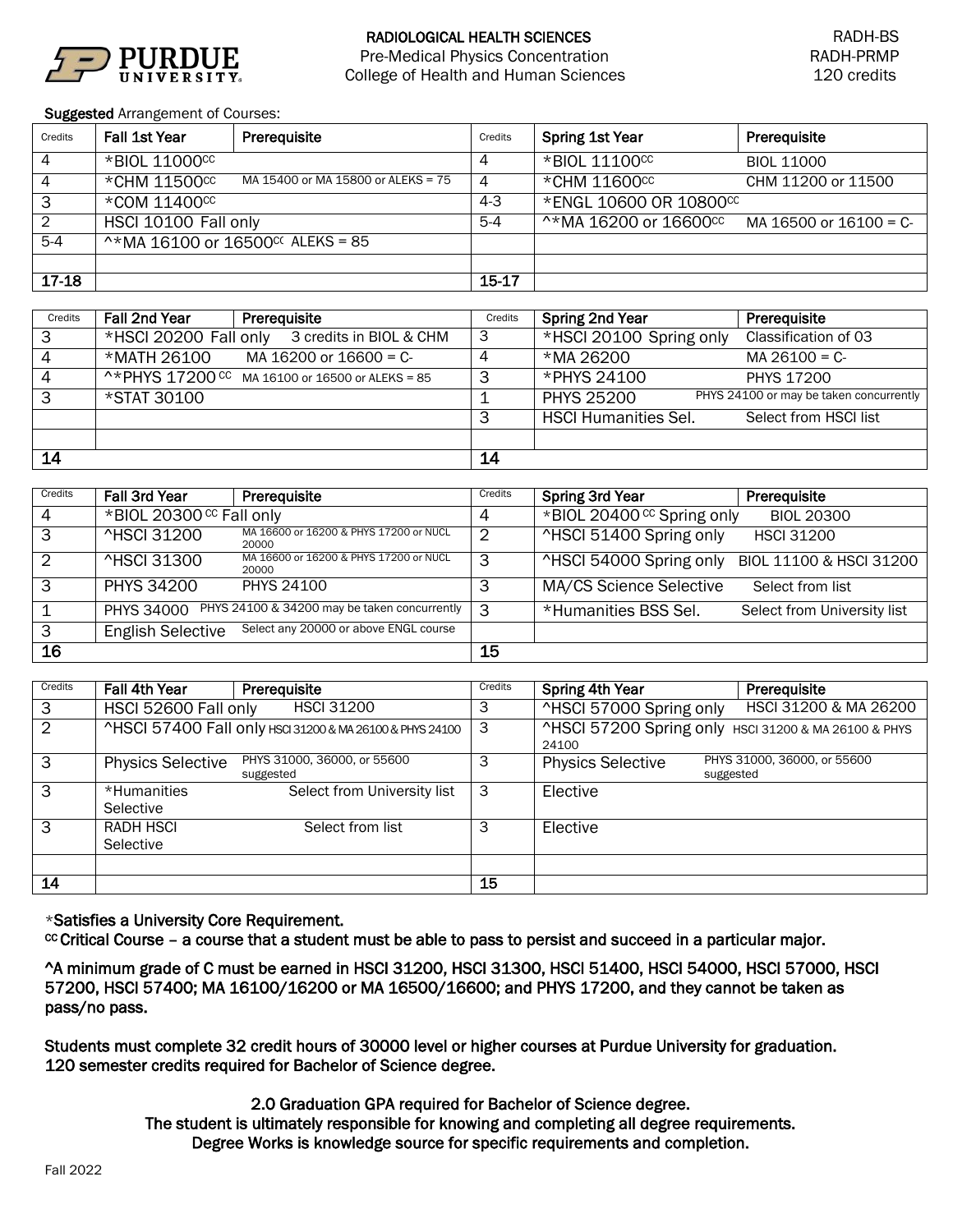# RADIOLOGICAL HEALTH SCIENCES

Pre-Medical Physics Concentration
College of Health and Human Sciences

RADH-BS
RADH-PRMP
120 credits

**Suggested** Arrangement of Courses:

| Credits | Fall 1st Year | Prerequisite | Credits | Spring 1st Year | Prerequisite |
|---|---|---|---|---|---|
| 4 | *BIOL 11000[cc] | | 4 | *BIOL 11100[cc] | BIOL 11000 |
| 4 | *CHM 11500[cc] | MA 15400 or MA 15800 or ALEKS = 75 | 4 | *CHM 11600[cc] | CHM 11200 or 11500 |
| 3 | *COM 11400[cc] | | 4-3 | *ENGL 10600 OR 10800[cc] | |
| 2 | HSCI 10100 Fall only | | 5-4 | ^*MA 16200 or 16600[cc] | MA 16500 or 16100 = C- |
| 5-4 | ^*MA 16100 or 16500[cc] | ALEKS = 85 | | | |
| | | | | | |
| 17-18 | | | 15-17 | | |

| Credits | Fall 2nd Year | Prerequisite | Credits | Spring 2nd Year | Prerequisite |
|---|---|---|---|---|---|
| 3 | *HSCI 20200 Fall only | 3 credits in BIOL & CHM | 3 | *HSCI 20100 Spring only | Classification of 03 |
| 4 | *MATH 26100 | MA 16200 or 16600 = C- | 4 | *MA 26200 | MA 26100 = C- |
| 4 | ^*PHYS 17200[cc] | MA 16100 or 16500 or ALEKS = 85 | 3 | *PHYS 24100 | PHYS 17200 |
| 3 | *STAT 30100 | | 1 | PHYS 25200 | PHYS 24100 or may be taken concurrently |
| | | | 3 | HSCI Humanities Sel. | Select from HSCI list |
| | | | | | |
| 14 | | | 14 | | |

| Credits | Fall 3rd Year | Prerequisite | Credits | Spring 3rd Year | Prerequisite |
|---|---|---|---|---|---|
| 4 | *BIOL 20300[cc] Fall only | | 4 | *BIOL 20400[cc] Spring only | BIOL 20300 |
| 3 | ^HSCI 31200 | MA 16600 or 16200 & PHYS 17200 or NUCL 20000 | 2 | ^HSCI 51400 Spring only | HSCI 31200 |
| 2 | ^HSCI 31300 | MA 16600 or 16200 & PHYS 17200 or NUCL 20000 | 3 | ^HSCI 54000 Spring only | BIOL 11100 & HSCI 31200 |
| 3 | PHYS 34200 | PHYS 24100 | 3 | MA/CS Science Selective | Select from list |
| 1 | PHYS 34000 | PHYS 24100 & 34200 may be taken concurrently | 3 | *Humanities BSS Sel. | Select from University list |
| 3 | English Selective | Select any 20000 or above ENGL course | | | |
| 16 | | | 15 | | |

| Credits | Fall 4th Year | Prerequisite | Credits | Spring 4th Year | Prerequisite |
|---|---|---|---|---|---|
| 3 | HSCI 52600 Fall only | HSCI 31200 | 3 | ^HSCI 57000 Spring only | HSCI 31200 & MA 26200 |
| 2 | ^HSCI 57400 Fall only | HSCI 31200 & MA 26100 & PHYS 24100 | 3 | ^HSCI 57200 Spring only | HSCI 31200 & MA 26100 & PHYS 24100 |
| 3 | Physics Selective | PHYS 31000, 36000, or 55600 suggested | 3 | Physics Selective | PHYS 31000, 36000, or 55600 suggested |
| 3 | *Humanities Selective | Select from University list | 3 | Elective | |
| 3 | RADH HSCI Selective | Select from list | 3 | Elective | |
| | | | | | |
| 14 | | | 15 | | |

*Satisfies a University Core Requirement.

[cc] Critical Course – a course that a student must be able to pass to persist and succeed in a particular major.

^A minimum grade of C must be earned in HSCI 31200, HSCI 31300, HSCI 51400, HSCI 54000, HSCI 57000, HSCI 57200, HSCI 57400; MA 16100/16200 or MA 16500/16600; and PHYS 17200, and they cannot be taken as pass/no pass.

Students must complete 32 credit hours of 30000 level or higher courses at Purdue University for graduation.
120 semester credits required for Bachelor of Science degree.

2.0 Graduation GPA required for Bachelor of Science degree.
The student is ultimately responsible for knowing and completing all degree requirements.
Degree Works is knowledge source for specific requirements and completion.

Fall 2022